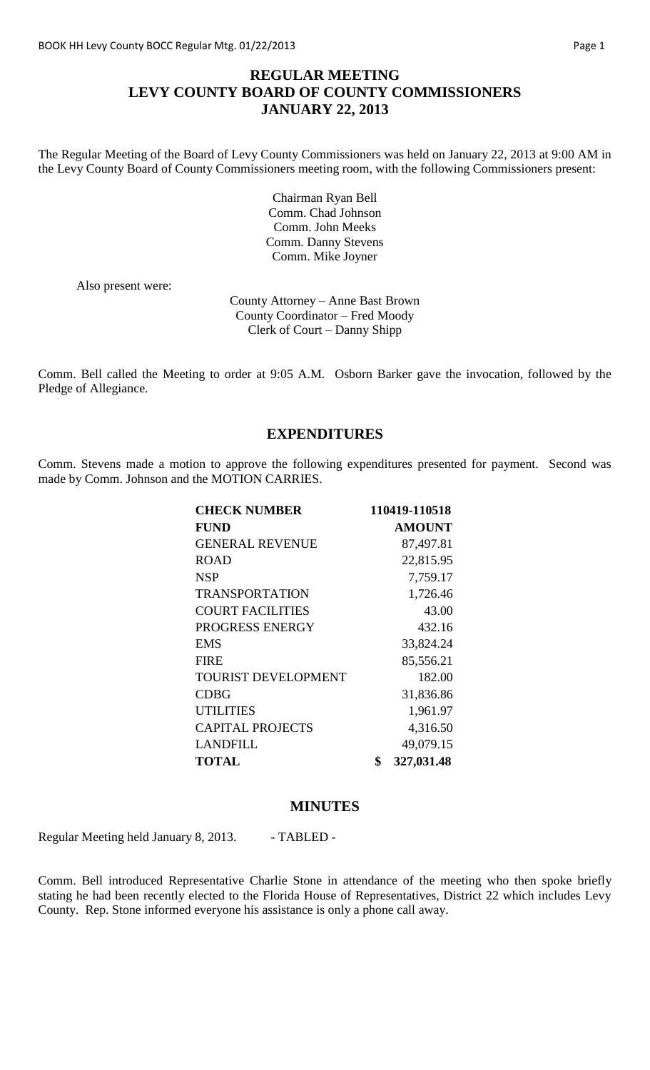# REGULAR MEETING
# LEVY COUNTY BOARD OF COUNTY COMMISSIONERS
# JANUARY 22, 2013

The Regular Meeting of the Board of Levy County Commissioners was held on January 22, 2013 at 9:00 AM in the Levy County Board of County Commissioners meeting room, with the following Commissioners present:

Chairman Ryan Bell
Comm. Chad Johnson
Comm. John Meeks
Comm. Danny Stevens
Comm. Mike Joyner

Also present were:

County Attorney – Anne Bast Brown
County Coordinator – Fred Moody
Clerk of Court – Danny Shipp

Comm. Bell called the Meeting to order at 9:05 A.M. Osborn Barker gave the invocation, followed by the Pledge of Allegiance.

## EXPENDITURES

Comm. Stevens made a motion to approve the following expenditures presented for payment. Second was made by Comm. Johnson and the MOTION CARRIES.

| **CHECK NUMBER** | **110419-110518** |
|---|---|
| **FUND** | **AMOUNT** |
| GENERAL REVENUE | 87,497.81 |
| ROAD | 22,815.95 |
| NSP | 7,759.17 |
| TRANSPORTATION | 1,726.46 |
| COURT FACILITIES | 43.00 |
| PROGRESS ENERGY | 432.16 |
| EMS | 33,824.24 |
| FIRE | 85,556.21 |
| TOURIST DEVELOPMENT | 182.00 |
| CDBG | 31,836.86 |
| UTILITIES | 1,961.97 |
| CAPITAL PROJECTS | 4,316.50 |
| LANDFILL | 49,079.15 |
| **TOTAL** | **$ 327,031.48** |

## MINUTES

Regular Meeting held January 8, 2013. - TABLED -

Comm. Bell introduced Representative Charlie Stone in attendance of the meeting who then spoke briefly stating he had been recently elected to the Florida House of Representatives, District 22 which includes Levy County. Rep. Stone informed everyone his assistance is only a phone call away.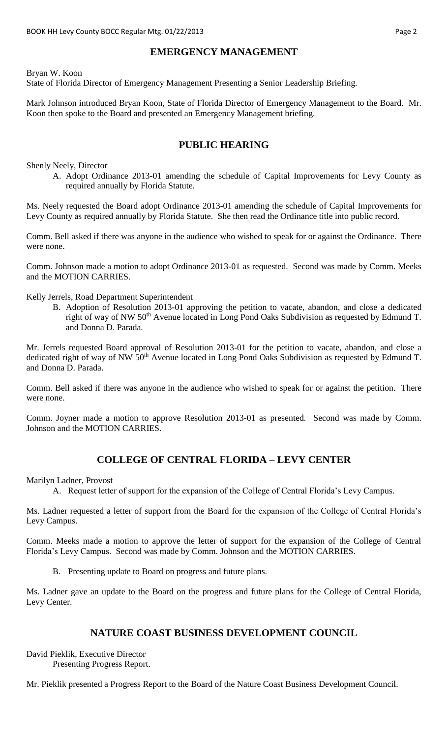## EMERGENCY MANAGEMENT

Bryan W. Koon
State of Florida Director of Emergency Management Presenting a Senior Leadership Briefing.

Mark Johnson introduced Bryan Koon, State of Florida Director of Emergency Management to the Board. Mr. Koon then spoke to the Board and presented an Emergency Management briefing.

## PUBLIC HEARING

Shenly Neely, Director

A. Adopt Ordinance 2013-01 amending the schedule of Capital Improvements for Levy County as required annually by Florida Statute.

Ms. Neely requested the Board adopt Ordinance 2013-01 amending the schedule of Capital Improvements for Levy County as required annually by Florida Statute. She then read the Ordinance title into public record.

Comm. Bell asked if there was anyone in the audience who wished to speak for or against the Ordinance. There were none.

Comm. Johnson made a motion to adopt Ordinance 2013-01 as requested. Second was made by Comm. Meeks and the MOTION CARRIES.

Kelly Jerrels, Road Department Superintendent

B. Adoption of Resolution 2013-01 approving the petition to vacate, abandon, and close a dedicated right of way of NW 50th Avenue located in Long Pond Oaks Subdivision as requested by Edmund T. and Donna D. Parada.

Mr. Jerrels requested Board approval of Resolution 2013-01 for the petition to vacate, abandon, and close a dedicated right of way of NW 50th Avenue located in Long Pond Oaks Subdivision as requested by Edmund T. and Donna D. Parada.

Comm. Bell asked if there was anyone in the audience who wished to speak for or against the petition. There were none.

Comm. Joyner made a motion to approve Resolution 2013-01 as presented. Second was made by Comm. Johnson and the MOTION CARRIES.

## COLLEGE OF CENTRAL FLORIDA – LEVY CENTER

Marilyn Ladner, Provost

A. Request letter of support for the expansion of the College of Central Florida's Levy Campus.

Ms. Ladner requested a letter of support from the Board for the expansion of the College of Central Florida's Levy Campus.

Comm. Meeks made a motion to approve the letter of support for the expansion of the College of Central Florida's Levy Campus. Second was made by Comm. Johnson and the MOTION CARRIES.

B. Presenting update to Board on progress and future plans.

Ms. Ladner gave an update to the Board on the progress and future plans for the College of Central Florida, Levy Center.

## NATURE COAST BUSINESS DEVELOPMENT COUNCIL

David Pieklik, Executive Director
Presenting Progress Report.

Mr. Pieklik presented a Progress Report to the Board of the Nature Coast Business Development Council.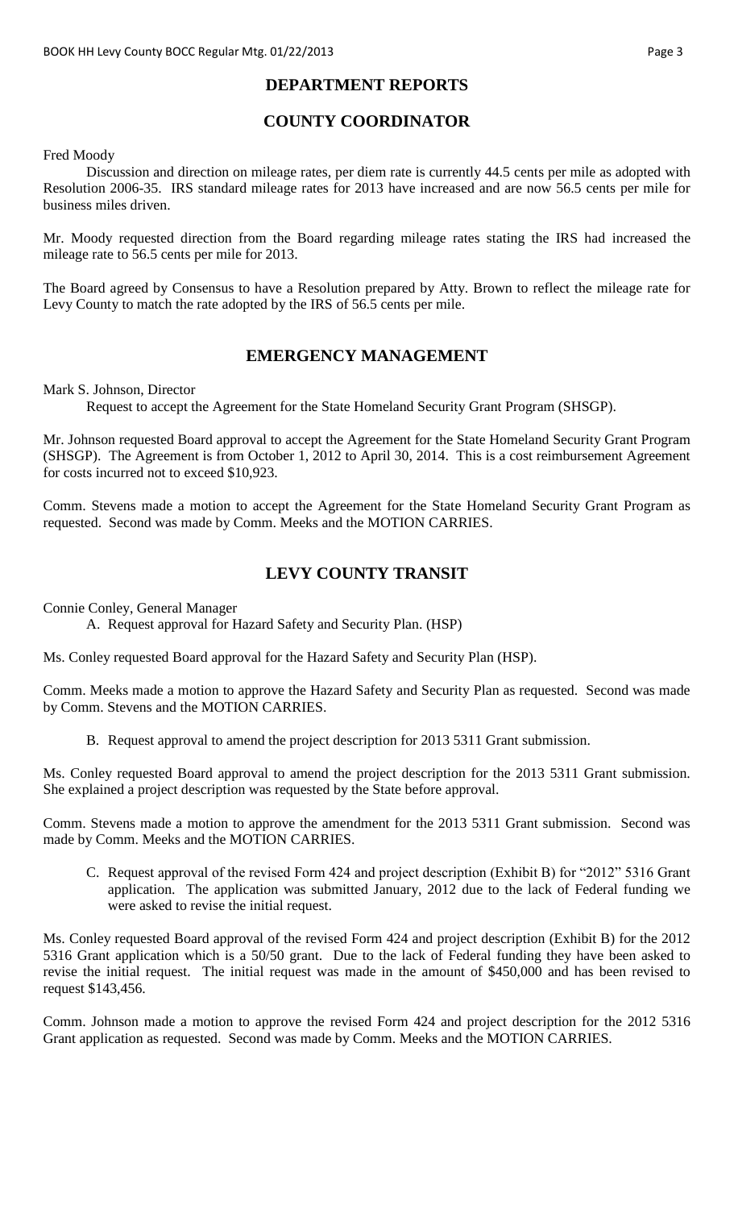## DEPARTMENT REPORTS

## COUNTY COORDINATOR

Fred Moody

Discussion and direction on mileage rates, per diem rate is currently 44.5 cents per mile as adopted with Resolution 2006-35. IRS standard mileage rates for 2013 have increased and are now 56.5 cents per mile for business miles driven.

Mr. Moody requested direction from the Board regarding mileage rates stating the IRS had increased the mileage rate to 56.5 cents per mile for 2013.

The Board agreed by Consensus to have a Resolution prepared by Atty. Brown to reflect the mileage rate for Levy County to match the rate adopted by the IRS of 56.5 cents per mile.

## EMERGENCY MANAGEMENT

Mark S. Johnson, Director

Request to accept the Agreement for the State Homeland Security Grant Program (SHSGP).

Mr. Johnson requested Board approval to accept the Agreement for the State Homeland Security Grant Program (SHSGP). The Agreement is from October 1, 2012 to April 30, 2014. This is a cost reimbursement Agreement for costs incurred not to exceed $10,923.

Comm. Stevens made a motion to accept the Agreement for the State Homeland Security Grant Program as requested. Second was made by Comm. Meeks and the MOTION CARRIES.

## LEVY COUNTY TRANSIT

Connie Conley, General Manager

A. Request approval for Hazard Safety and Security Plan. (HSP)

Ms. Conley requested Board approval for the Hazard Safety and Security Plan (HSP).

Comm. Meeks made a motion to approve the Hazard Safety and Security Plan as requested. Second was made by Comm. Stevens and the MOTION CARRIES.

B. Request approval to amend the project description for 2013 5311 Grant submission.

Ms. Conley requested Board approval to amend the project description for the 2013 5311 Grant submission. She explained a project description was requested by the State before approval.

Comm. Stevens made a motion to approve the amendment for the 2013 5311 Grant submission. Second was made by Comm. Meeks and the MOTION CARRIES.

C. Request approval of the revised Form 424 and project description (Exhibit B) for "2012" 5316 Grant application. The application was submitted January, 2012 due to the lack of Federal funding we were asked to revise the initial request.

Ms. Conley requested Board approval of the revised Form 424 and project description (Exhibit B) for the 2012 5316 Grant application which is a 50/50 grant. Due to the lack of Federal funding they have been asked to revise the initial request. The initial request was made in the amount of $450,000 and has been revised to request $143,456.

Comm. Johnson made a motion to approve the revised Form 424 and project description for the 2012 5316 Grant application as requested. Second was made by Comm. Meeks and the MOTION CARRIES.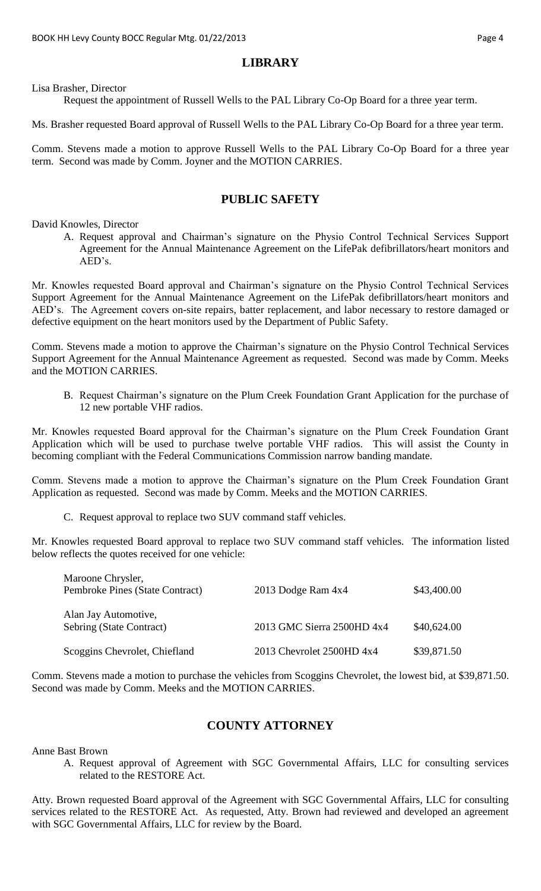## LIBRARY

Lisa Brasher, Director

Request the appointment of Russell Wells to the PAL Library Co-Op Board for a three year term.

Ms. Brasher requested Board approval of Russell Wells to the PAL Library Co-Op Board for a three year term.

Comm. Stevens made a motion to approve Russell Wells to the PAL Library Co-Op Board for a three year term. Second was made by Comm. Joyner and the MOTION CARRIES.

## PUBLIC SAFETY

David Knowles, Director

A. Request approval and Chairman's signature on the Physio Control Technical Services Support Agreement for the Annual Maintenance Agreement on the LifePak defibrillators/heart monitors and AED's.

Mr. Knowles requested Board approval and Chairman's signature on the Physio Control Technical Services Support Agreement for the Annual Maintenance Agreement on the LifePak defibrillators/heart monitors and AED's. The Agreement covers on-site repairs, batter replacement, and labor necessary to restore damaged or defective equipment on the heart monitors used by the Department of Public Safety.

Comm. Stevens made a motion to approve the Chairman's signature on the Physio Control Technical Services Support Agreement for the Annual Maintenance Agreement as requested. Second was made by Comm. Meeks and the MOTION CARRIES.

B. Request Chairman's signature on the Plum Creek Foundation Grant Application for the purchase of 12 new portable VHF radios.

Mr. Knowles requested Board approval for the Chairman's signature on the Plum Creek Foundation Grant Application which will be used to purchase twelve portable VHF radios. This will assist the County in becoming compliant with the Federal Communications Commission narrow banding mandate.

Comm. Stevens made a motion to approve the Chairman's signature on the Plum Creek Foundation Grant Application as requested. Second was made by Comm. Meeks and the MOTION CARRIES.

C. Request approval to replace two SUV command staff vehicles.

Mr. Knowles requested Board approval to replace two SUV command staff vehicles. The information listed below reflects the quotes received for one vehicle:

| | | |
|---|---|---|
| Maroone Chrysler, Pembroke Pines (State Contract) | 2013 Dodge Ram 4x4 | $43,400.00 |
| Alan Jay Automotive, Sebring (State Contract) | 2013 GMC Sierra 2500HD 4x4 | $40,624.00 |
| Scoggins Chevrolet, Chiefland | 2013 Chevrolet 2500HD 4x4 | $39,871.50 |

Comm. Stevens made a motion to purchase the vehicles from Scoggins Chevrolet, the lowest bid, at $39,871.50. Second was made by Comm. Meeks and the MOTION CARRIES.

## COUNTY ATTORNEY

Anne Bast Brown

A. Request approval of Agreement with SGC Governmental Affairs, LLC for consulting services related to the RESTORE Act.

Atty. Brown requested Board approval of the Agreement with SGC Governmental Affairs, LLC for consulting services related to the RESTORE Act. As requested, Atty. Brown had reviewed and developed an agreement with SGC Governmental Affairs, LLC for review by the Board.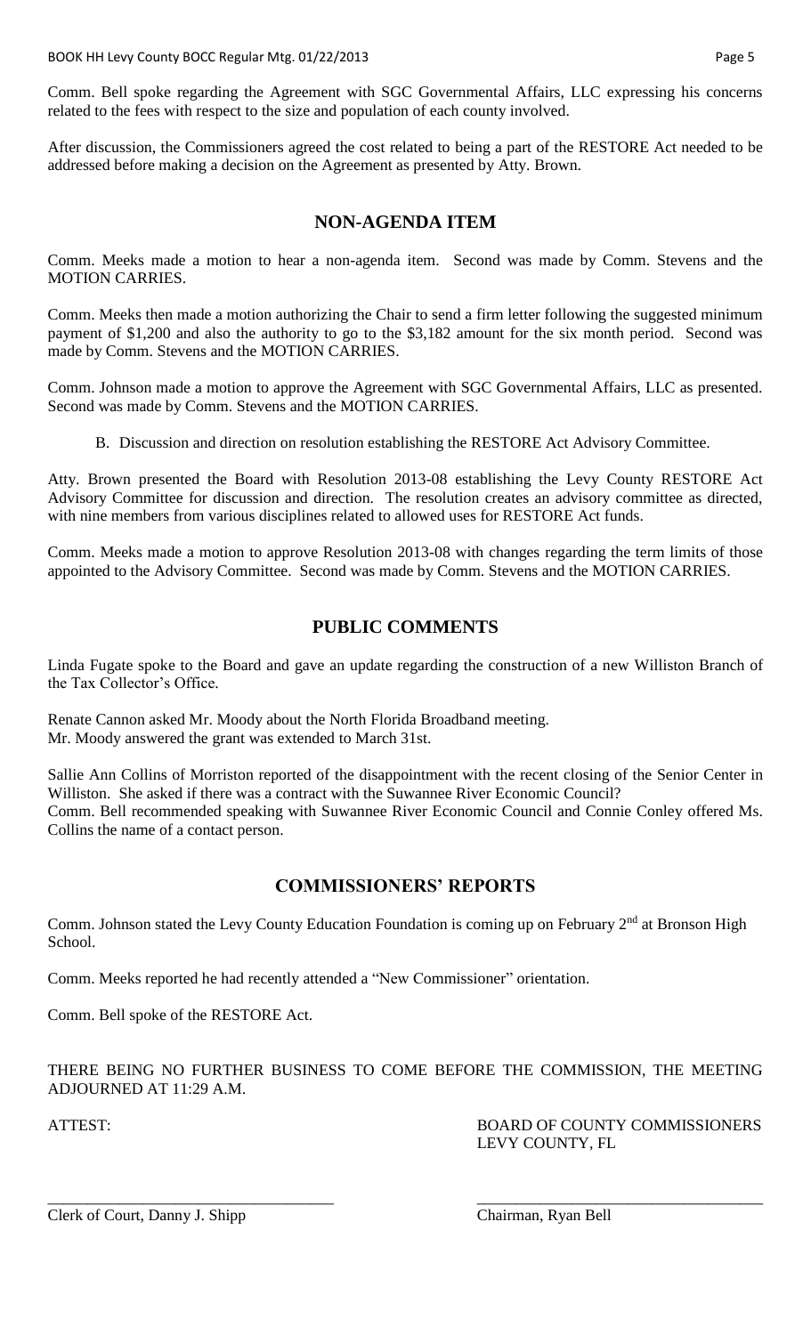Comm. Bell spoke regarding the Agreement with SGC Governmental Affairs, LLC expressing his concerns related to the fees with respect to the size and population of each county involved.

After discussion, the Commissioners agreed the cost related to being a part of the RESTORE Act needed to be addressed before making a decision on the Agreement as presented by Atty. Brown.

## NON-AGENDA ITEM

Comm. Meeks made a motion to hear a non-agenda item. Second was made by Comm. Stevens and the MOTION CARRIES.

Comm. Meeks then made a motion authorizing the Chair to send a firm letter following the suggested minimum payment of $1,200 and also the authority to go to the $3,182 amount for the six month period. Second was made by Comm. Stevens and the MOTION CARRIES.

Comm. Johnson made a motion to approve the Agreement with SGC Governmental Affairs, LLC as presented. Second was made by Comm. Stevens and the MOTION CARRIES.

B. Discussion and direction on resolution establishing the RESTORE Act Advisory Committee.

Atty. Brown presented the Board with Resolution 2013-08 establishing the Levy County RESTORE Act Advisory Committee for discussion and direction. The resolution creates an advisory committee as directed, with nine members from various disciplines related to allowed uses for RESTORE Act funds.

Comm. Meeks made a motion to approve Resolution 2013-08 with changes regarding the term limits of those appointed to the Advisory Committee. Second was made by Comm. Stevens and the MOTION CARRIES.

## PUBLIC COMMENTS

Linda Fugate spoke to the Board and gave an update regarding the construction of a new Williston Branch of the Tax Collector's Office.

Renate Cannon asked Mr. Moody about the North Florida Broadband meeting.
Mr. Moody answered the grant was extended to March 31st.

Sallie Ann Collins of Morriston reported of the disappointment with the recent closing of the Senior Center in Williston. She asked if there was a contract with the Suwannee River Economic Council?
Comm. Bell recommended speaking with Suwannee River Economic Council and Connie Conley offered Ms. Collins the name of a contact person.

## COMMISSIONERS' REPORTS

Comm. Johnson stated the Levy County Education Foundation is coming up on February 2nd at Bronson High School.

Comm. Meeks reported he had recently attended a "New Commissioner" orientation.

Comm. Bell spoke of the RESTORE Act.

THERE BEING NO FURTHER BUSINESS TO COME BEFORE THE COMMISSION, THE MEETING ADJOURNED AT 11:29 A.M.

ATTEST:

BOARD OF COUNTY COMMISSIONERS
LEVY COUNTY, FL

\_\_\_\_\_\_\_\_\_\_\_\_\_\_\_\_\_\_\_\_\_\_\_\_\_\_\_\_\_\_\_\_\_\_\_\_
Clerk of Court, Danny J. Shipp

\_\_\_\_\_\_\_\_\_\_\_\_\_\_\_\_\_\_\_\_\_\_\_\_\_\_\_\_\_\_\_\_\_\_\_\_
Chairman, Ryan Bell